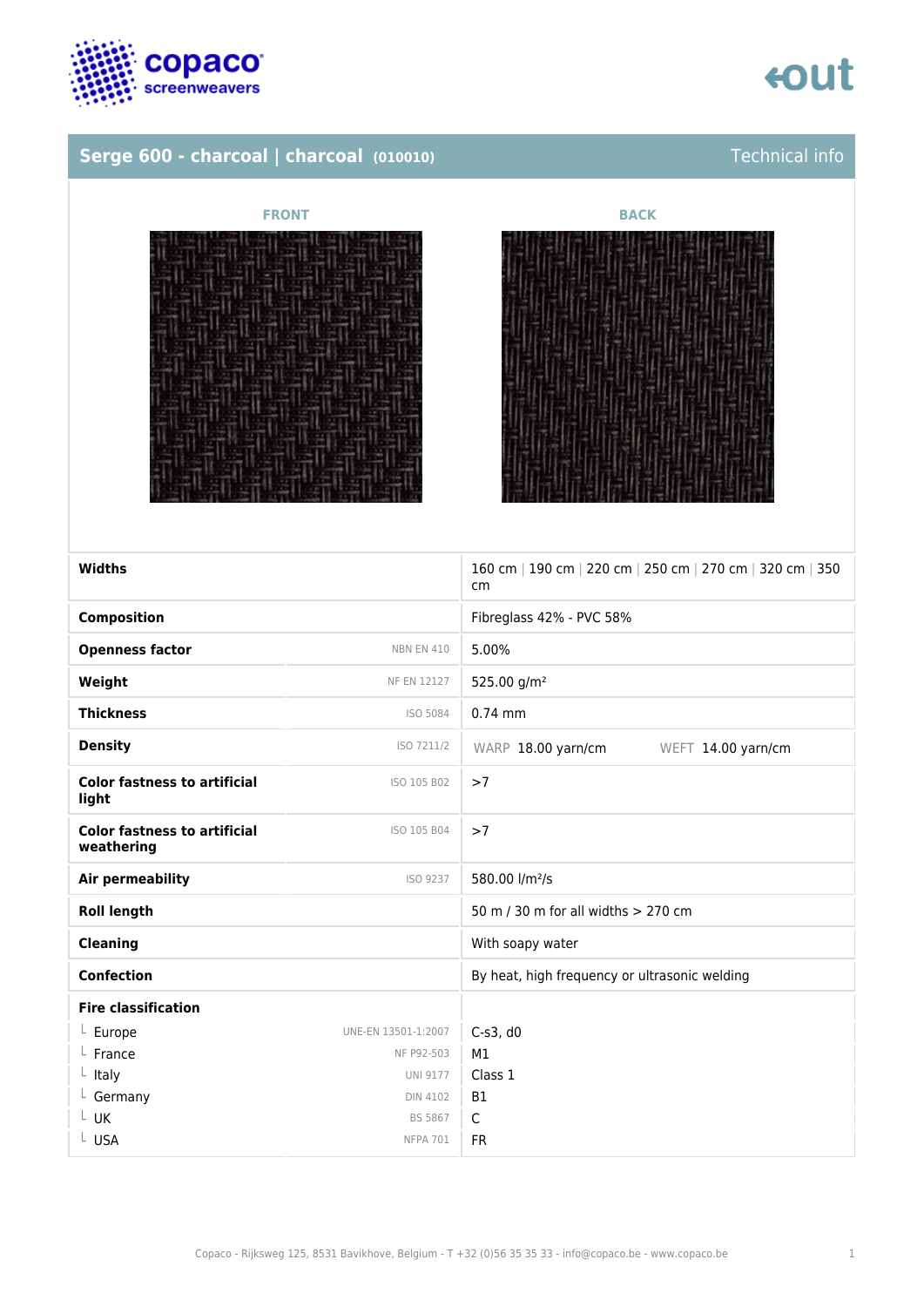## Serge 600 - charcoal | charcoal (010010)

Technical info

FRONT

BACK

| Property | Standard | Value |
|---|---|---|
| **Widths** | | 160 cm \| 190 cm \| 220 cm \| 250 cm \| 270 cm \| 320 cm \| 350 cm |
| **Composition** | | Fibreglass 42% - PVC 58% |
| **Openness factor** | NBN EN 410 | 5.00% |
| **Weight** | NF EN 12127 | 525.00 g/m² |
| **Thickness** | ISO 5084 | 0.74 mm |
| **Density** | ISO 7211/2 | WARP 18.00 yarn/cm WEFT 14.00 yarn/cm |
| **Color fastness to artificial light** | ISO 105 B02 | >7 |
| **Color fastness to artificial weathering** | ISO 105 B04 | >7 |
| **Air permeability** | ISO 9237 | 580.00 l/m²/s |
| **Roll length** | | 50 m / 30 m for all widths > 270 cm |
| **Cleaning** | | With soapy water |
| **Confection** | | By heat, high frequency or ultrasonic welding |
| **Fire classification** | | |
| └ Europe | UNE-EN 13501-1:2007 | C-s3, d0 |
| └ France | NF P92-503 | M1 |
| └ Italy | UNI 9177 | Class 1 |
| └ Germany | DIN 4102 | B1 |
| └ UK | BS 5867 | C |
| └ USA | NFPA 701 | FR |

Copaco - Rijksweg 125, 8531 Bavikhove, Belgium - T +32 (0)56 35 35 33 - info@copaco.be - www.copaco.be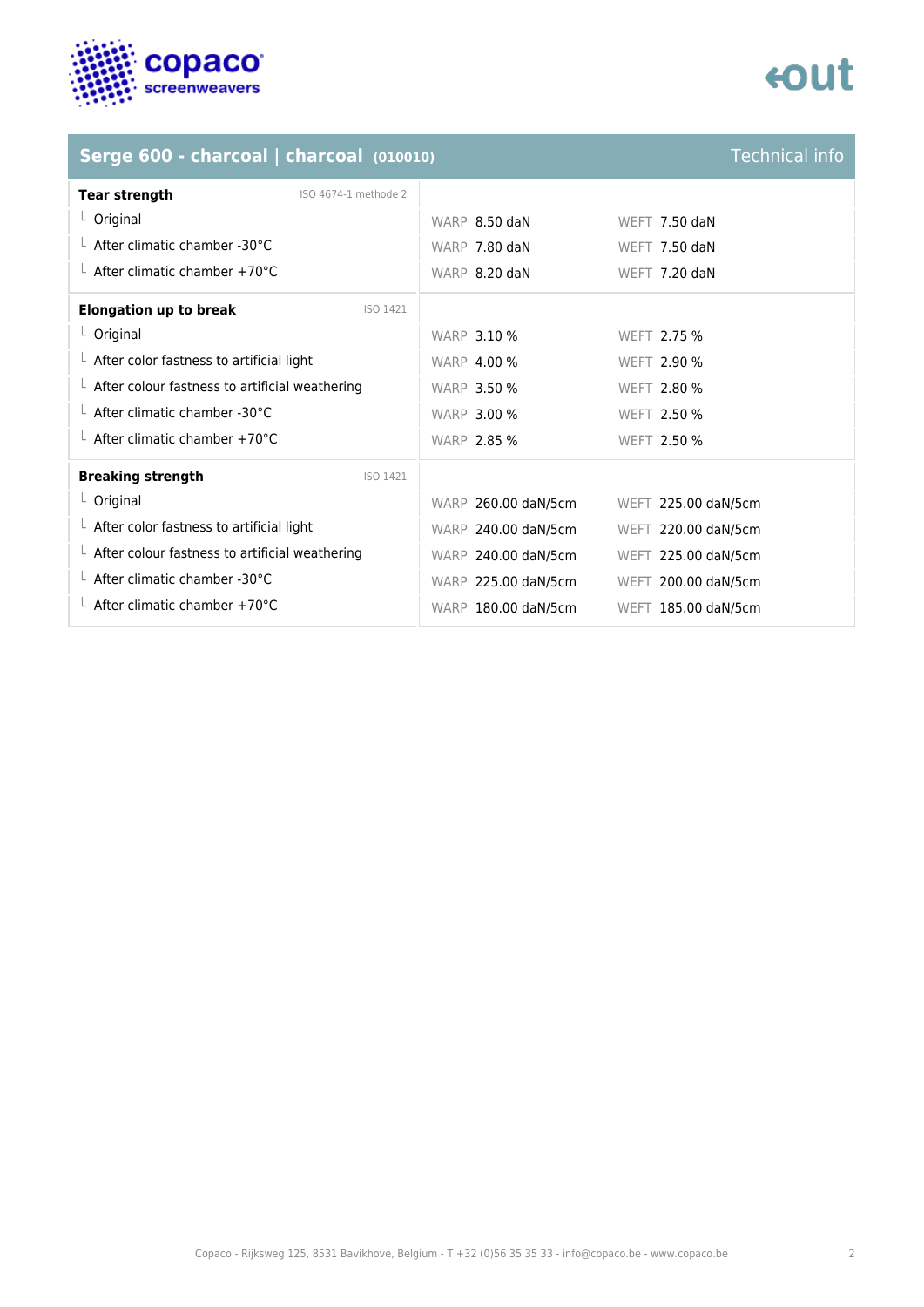## Serge 600 - charcoal | charcoal (010010) — Technical info

| Tear strength (ISO 4674-1 methode 2) | WARP | WEFT |
|---|---|---|
| Original | 8.50 daN | 7.50 daN |
| After climatic chamber -30°C | 7.80 daN | 7.50 daN |
| After climatic chamber +70°C | 8.20 daN | 7.20 daN |

| Elongation up to break (ISO 1421) | WARP | WEFT |
|---|---|---|
| Original | 3.10 % | 2.75 % |
| After color fastness to artificial light | 4.00 % | 2.90 % |
| After colour fastness to artificial weathering | 3.50 % | 2.80 % |
| After climatic chamber -30°C | 3.00 % | 2.50 % |
| After climatic chamber +70°C | 2.85 % | 2.50 % |

| Breaking strength (ISO 1421) | WARP | WEFT |
|---|---|---|
| Original | 260.00 daN/5cm | 225.00 daN/5cm |
| After color fastness to artificial light | 240.00 daN/5cm | 220.00 daN/5cm |
| After colour fastness to artificial weathering | 240.00 daN/5cm | 225.00 daN/5cm |
| After climatic chamber -30°C | 225.00 daN/5cm | 200.00 daN/5cm |
| After climatic chamber +70°C | 180.00 daN/5cm | 185.00 daN/5cm |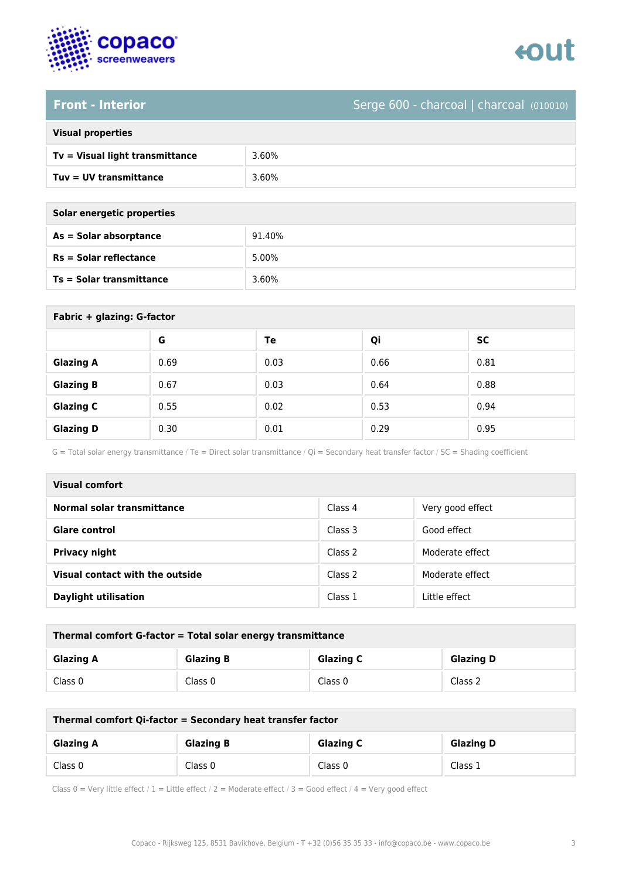## Front - Interior

Serge 600 - charcoal | charcoal (010010)

| Visual properties | |
|---|---|
| **Tv = Visual light transmittance** | 3.60% |
| **Tuv = UV transmittance** | 3.60% |

| Solar energetic properties | |
|---|---|
| **As = Solar absorptance** | 91.40% |
| **Rs = Solar reflectance** | 5.00% |
| **Ts = Solar transmittance** | 3.60% |

**Fabric + glazing: G-factor**

| | G | Te | Qi | SC |
|---|---|---|---|---|
| **Glazing A** | 0.69 | 0.03 | 0.66 | 0.81 |
| **Glazing B** | 0.67 | 0.03 | 0.64 | 0.88 |
| **Glazing C** | 0.55 | 0.02 | 0.53 | 0.94 |
| **Glazing D** | 0.30 | 0.01 | 0.29 | 0.95 |

G = Total solar energy transmittance / Te = Direct solar transmittance / Qi = Secondary heat transfer factor / SC = Shading coefficient

| Visual comfort | | |
|---|---|---|
| **Normal solar transmittance** | Class 4 | Very good effect |
| **Glare control** | Class 3 | Good effect |
| **Privacy night** | Class 2 | Moderate effect |
| **Visual contact with the outside** | Class 2 | Moderate effect |
| **Daylight utilisation** | Class 1 | Little effect |

**Thermal comfort G-factor = Total solar energy transmittance**

| Glazing A | Glazing B | Glazing C | Glazing D |
|---|---|---|---|
| Class 0 | Class 0 | Class 0 | Class 2 |

**Thermal comfort Qi-factor = Secondary heat transfer factor**

| Glazing A | Glazing B | Glazing C | Glazing D |
|---|---|---|---|
| Class 0 | Class 0 | Class 0 | Class 1 |

Class 0 = Very little effect / 1 = Little effect / 2 = Moderate effect / 3 = Good effect / 4 = Very good effect

Copaco - Rijksweg 125, 8531 Bavikhove, Belgium - T +32 (0)56 35 35 33 - info@copaco.be - www.copaco.be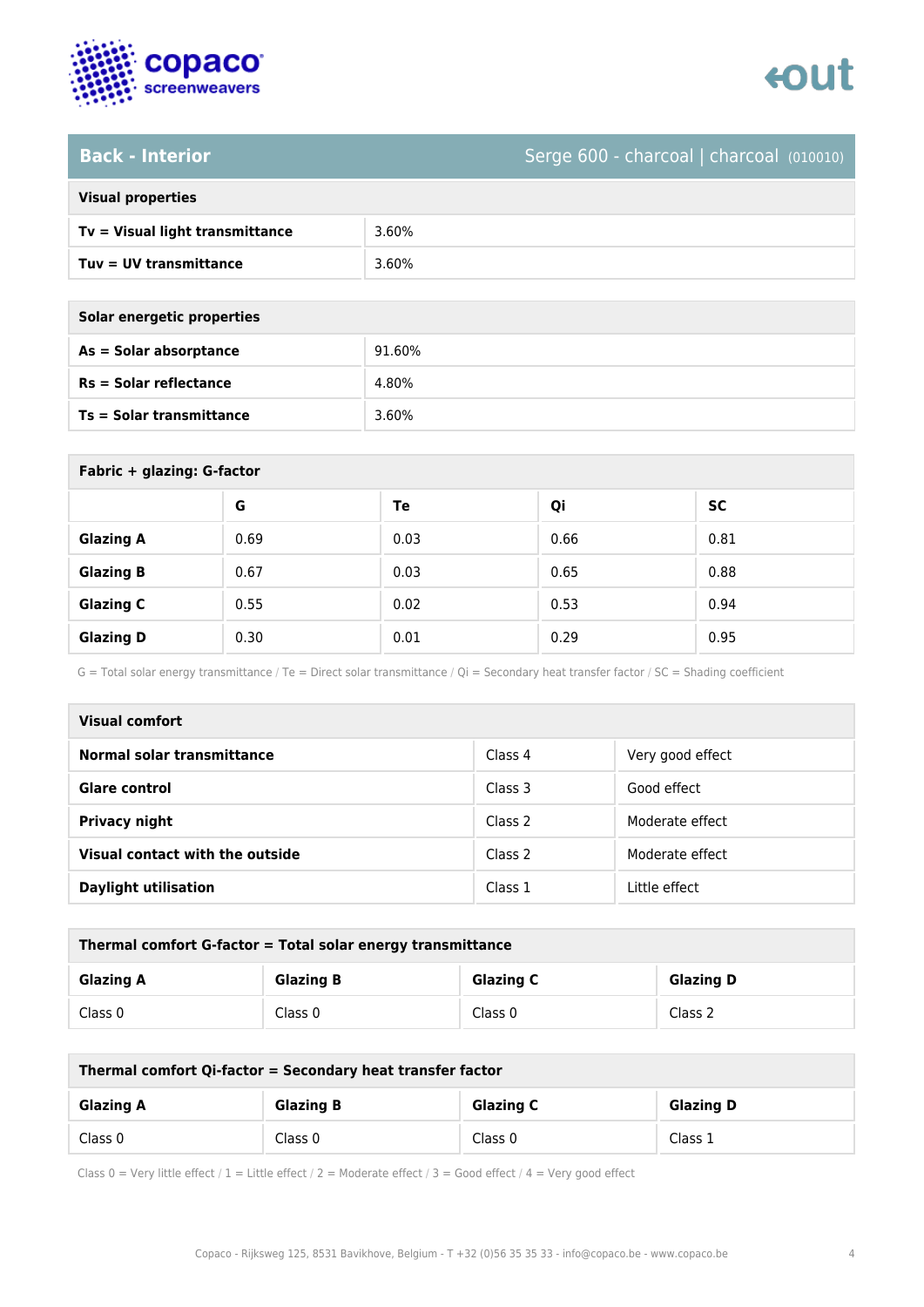## Back - Interior

Serge 600 - charcoal | charcoal (010010)

| Visual properties | |
|---|---|
| **Tv = Visual light transmittance** | 3.60% |
| **Tuv = UV transmittance** | 3.60% |

| Solar energetic properties | |
|---|---|
| **As = Solar absorptance** | 91.60% |
| **Rs = Solar reflectance** | 4.80% |
| **Ts = Solar transmittance** | 3.60% |

**Fabric + glazing: G-factor**

| | G | Te | Qi | SC |
|---|---|---|---|---|
| **Glazing A** | 0.69 | 0.03 | 0.66 | 0.81 |
| **Glazing B** | 0.67 | 0.03 | 0.65 | 0.88 |
| **Glazing C** | 0.55 | 0.02 | 0.53 | 0.94 |
| **Glazing D** | 0.30 | 0.01 | 0.29 | 0.95 |

G = Total solar energy transmittance / Te = Direct solar transmittance / Qi = Secondary heat transfer factor / SC = Shading coefficient

| Visual comfort | | |
|---|---|---|
| **Normal solar transmittance** | Class 4 | Very good effect |
| **Glare control** | Class 3 | Good effect |
| **Privacy night** | Class 2 | Moderate effect |
| **Visual contact with the outside** | Class 2 | Moderate effect |
| **Daylight utilisation** | Class 1 | Little effect |

**Thermal comfort G-factor = Total solar energy transmittance**

| Glazing A | Glazing B | Glazing C | Glazing D |
|---|---|---|---|
| Class 0 | Class 0 | Class 0 | Class 2 |

**Thermal comfort Qi-factor = Secondary heat transfer factor**

| Glazing A | Glazing B | Glazing C | Glazing D |
|---|---|---|---|
| Class 0 | Class 0 | Class 0 | Class 1 |

Class 0 = Very little effect / 1 = Little effect / 2 = Moderate effect / 3 = Good effect / 4 = Very good effect

Copaco - Rijksweg 125, 8531 Bavikhove, Belgium - T +32 (0)56 35 35 33 - info@copaco.be - www.copaco.be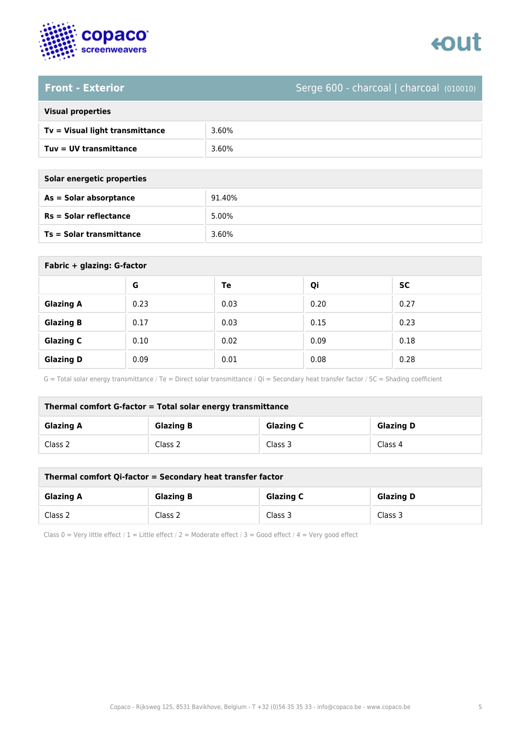## Front - Exterior

Serge 600 - charcoal | charcoal (010010)

| Visual properties | |
| --- | --- |
| **Tv = Visual light transmittance** | 3.60% |
| **Tuv = UV transmittance** | 3.60% |

| Solar energetic properties | |
| --- | --- |
| **As = Solar absorptance** | 91.40% |
| **Rs = Solar reflectance** | 5.00% |
| **Ts = Solar transmittance** | 3.60% |

**Fabric + glazing: G-factor**

| | G | Te | Qi | SC |
| --- | --- | --- | --- | --- |
| **Glazing A** | 0.23 | 0.03 | 0.20 | 0.27 |
| **Glazing B** | 0.17 | 0.03 | 0.15 | 0.23 |
| **Glazing C** | 0.10 | 0.02 | 0.09 | 0.18 |
| **Glazing D** | 0.09 | 0.01 | 0.08 | 0.28 |

G = Total solar energy transmittance / Te = Direct solar transmittance / Qi = Secondary heat transfer factor / SC = Shading coefficient

**Thermal comfort G-factor = Total solar energy transmittance**

| Glazing A | Glazing B | Glazing C | Glazing D |
| --- | --- | --- | --- |
| Class 2 | Class 2 | Class 3 | Class 4 |

**Thermal comfort Qi-factor = Secondary heat transfer factor**

| Glazing A | Glazing B | Glazing C | Glazing D |
| --- | --- | --- | --- |
| Class 2 | Class 2 | Class 3 | Class 3 |

Class 0 = Very little effect / 1 = Little effect / 2 = Moderate effect / 3 = Good effect / 4 = Very good effect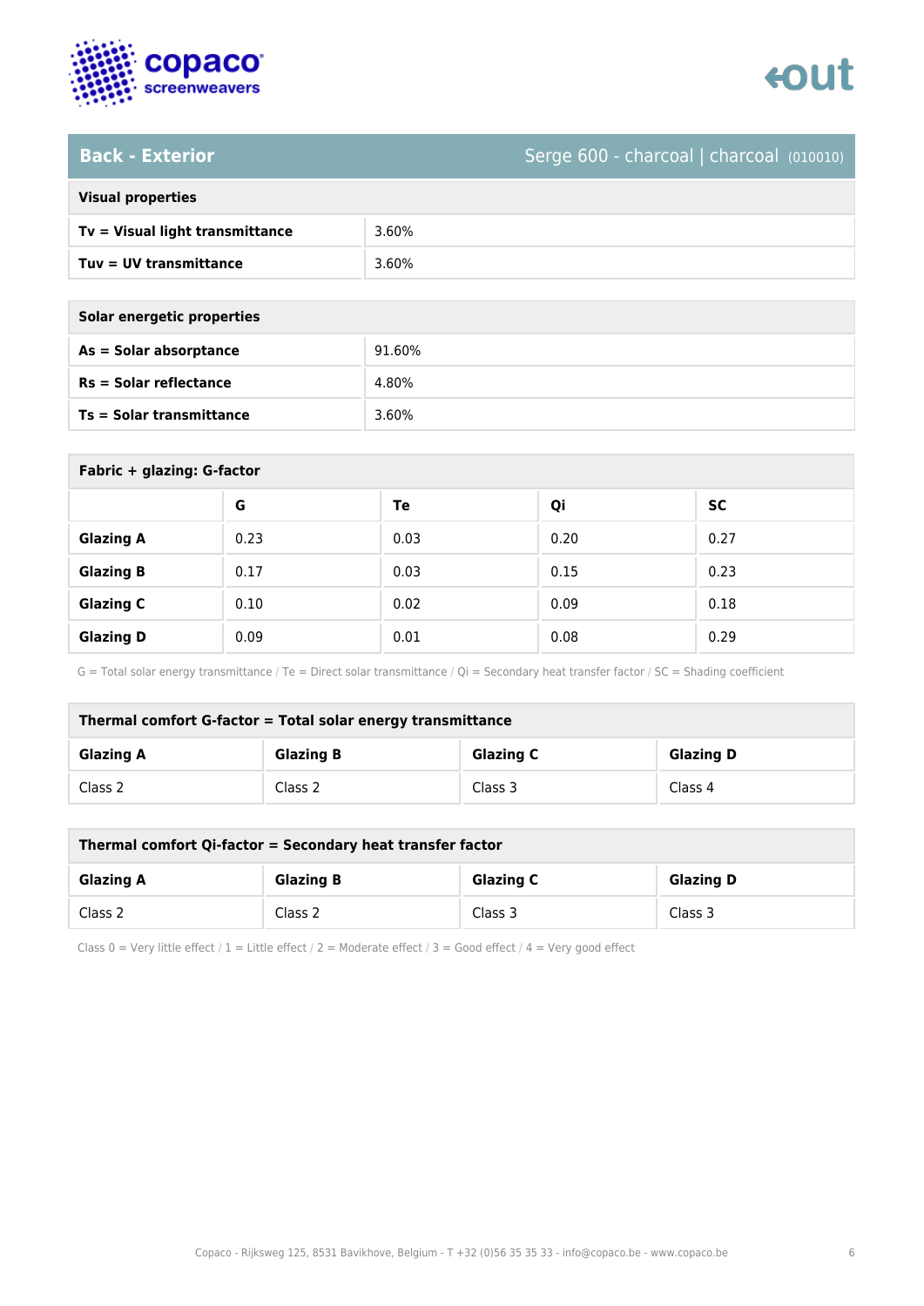## Back - Exterior

Serge 600 - charcoal | charcoal (010010)

| Visual properties | |
|---|---|
| **Tv = Visual light transmittance** | 3.60% |
| **Tuv = UV transmittance** | 3.60% |

| Solar energetic properties | |
|---|---|
| **As = Solar absorptance** | 91.60% |
| **Rs = Solar reflectance** | 4.80% |
| **Ts = Solar transmittance** | 3.60% |

**Fabric + glazing: G-factor**

| | G | Te | Qi | SC |
|---|---|---|---|---|
| **Glazing A** | 0.23 | 0.03 | 0.20 | 0.27 |
| **Glazing B** | 0.17 | 0.03 | 0.15 | 0.23 |
| **Glazing C** | 0.10 | 0.02 | 0.09 | 0.18 |
| **Glazing D** | 0.09 | 0.01 | 0.08 | 0.29 |

G = Total solar energy transmittance / Te = Direct solar transmittance / Qi = Secondary heat transfer factor / SC = Shading coefficient

**Thermal comfort G-factor = Total solar energy transmittance**

| Glazing A | Glazing B | Glazing C | Glazing D |
|---|---|---|---|
| Class 2 | Class 2 | Class 3 | Class 4 |

**Thermal comfort Qi-factor = Secondary heat transfer factor**

| Glazing A | Glazing B | Glazing C | Glazing D |
|---|---|---|---|
| Class 2 | Class 2 | Class 3 | Class 3 |

Class 0 = Very little effect / 1 = Little effect / 2 = Moderate effect / 3 = Good effect / 4 = Very good effect